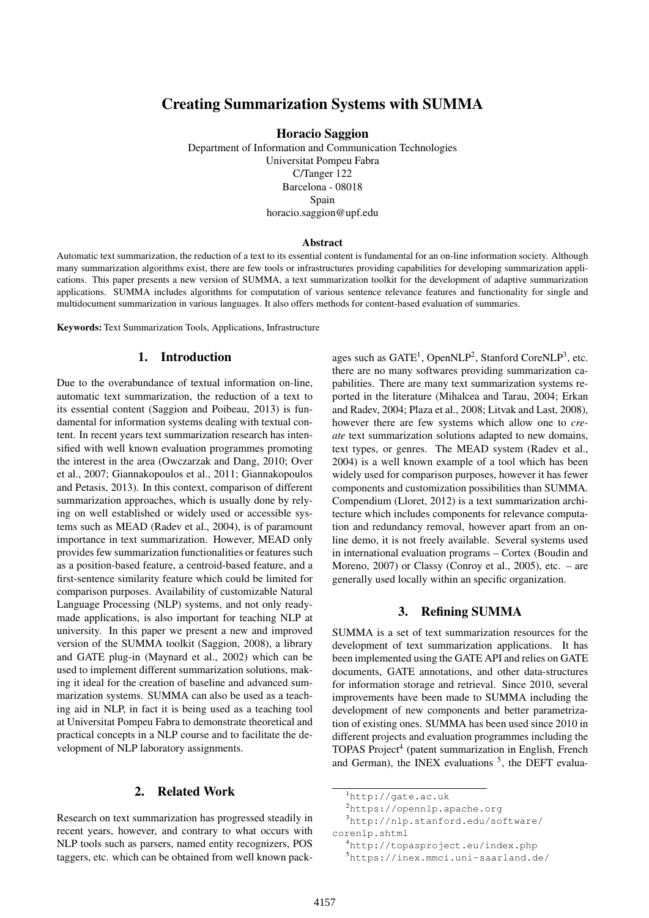# Creating Summarization Systems with SUMMA

**Horacio Saggion**

Department of Information and Communication Technologies
Universitat Pompeu Fabra
C/Tanger 122
Barcelona - 08018
Spain
horacio.saggion@upf.edu

### Abstract

Automatic text summarization, the reduction of a text to its essential content is fundamental for an on-line information society. Although many summarization algorithms exist, there are few tools or infrastructures providing capabilities for developing summarization applications. This paper presents a new version of SUMMA, a text summarization toolkit for the development of adaptive summarization applications. SUMMA includes algorithms for computation of various sentence relevance features and functionality for single and multidocument summarization in various languages. It also offers methods for content-based evaluation of summaries.

**Keywords:** Text Summarization Tools, Applications, Infrastructure

## 1. Introduction

Due to the overabundance of textual information on-line, automatic text summarization, the reduction of a text to its essential content (Saggion and Poibeau, 2013) is fundamental for information systems dealing with textual content. In recent years text summarization research has intensified with well known evaluation programmes promoting the interest in the area (Owczarzak and Dang, 2010; Over et al., 2007; Giannakopoulos et al., 2011; Giannakopoulos and Petasis, 2013). In this context, comparison of different summarization approaches, which is usually done by relying on well established or widely used or accessible systems such as MEAD (Radev et al., 2004), is of paramount importance in text summarization. However, MEAD only provides few summarization functionalities or features such as a position-based feature, a centroid-based feature, and a first-sentence similarity feature which could be limited for comparison purposes. Availability of customizable Natural Language Processing (NLP) systems, and not only ready-made applications, is also important for teaching NLP at university. In this paper we present a new and improved version of the SUMMA toolkit (Saggion, 2008), a library and GATE plug-in (Maynard et al., 2002) which can be used to implement different summarization solutions, making it ideal for the creation of baseline and advanced summarization systems. SUMMA can also be used as a teaching aid in NLP, in fact it is being used as a teaching tool at Universitat Pompeu Fabra to demonstrate theoretical and practical concepts in a NLP course and to facilitate the development of NLP laboratory assignments.

## 2. Related Work

Research on text summarization has progressed steadily in recent years, however, and contrary to what occurs with NLP tools such as parsers, named entity recognizers, POS taggers, etc. which can be obtained from well known packages such as GATE[1], OpenNLP[2], Stanford CoreNLP[3], etc. there are no many softwares providing summarization capabilities. There are many text summarization systems reported in the literature (Mihalcea and Tarau, 2004; Erkan and Radev, 2004; Plaza et al., 2008; Litvak and Last, 2008), however there are few systems which allow one to *create* text summarization solutions adapted to new domains, text types, or genres. The MEAD system (Radev et al., 2004) is a well known example of a tool which has been widely used for comparison purposes, however it has fewer components and customization possibilities than SUMMA. Compendium (Lloret, 2012) is a text summarization architecture which includes components for relevance computation and redundancy removal, however apart from an on-line demo, it is not freely available. Several systems used in international evaluation programs – Cortex (Boudin and Moreno, 2007) or Classy (Conroy et al., 2005), etc. – are generally used locally within an specific organization.

## 3. Refining SUMMA

SUMMA is a set of text summarization resources for the development of text summarization applications. It has been implemented using the GATE API and relies on GATE documents, GATE annotations, and other data-structures for information storage and retrieval. Since 2010, several improvements have been made to SUMMA including the development of new components and better parametrization of existing ones. SUMMA has been used since 2010 in different projects and evaluation programmes including the TOPAS Project[4] (patent summarization in English, French and German), the INEX evaluations [5], the DEFT evalua-

[1] http://gate.ac.uk

[2] https://opennlp.apache.org

[3] http://nlp.stanford.edu/software/corenlp.shtml

[4] http://topasproject.eu/index.php

[5] https://inex.mmci.uni-saarland.de/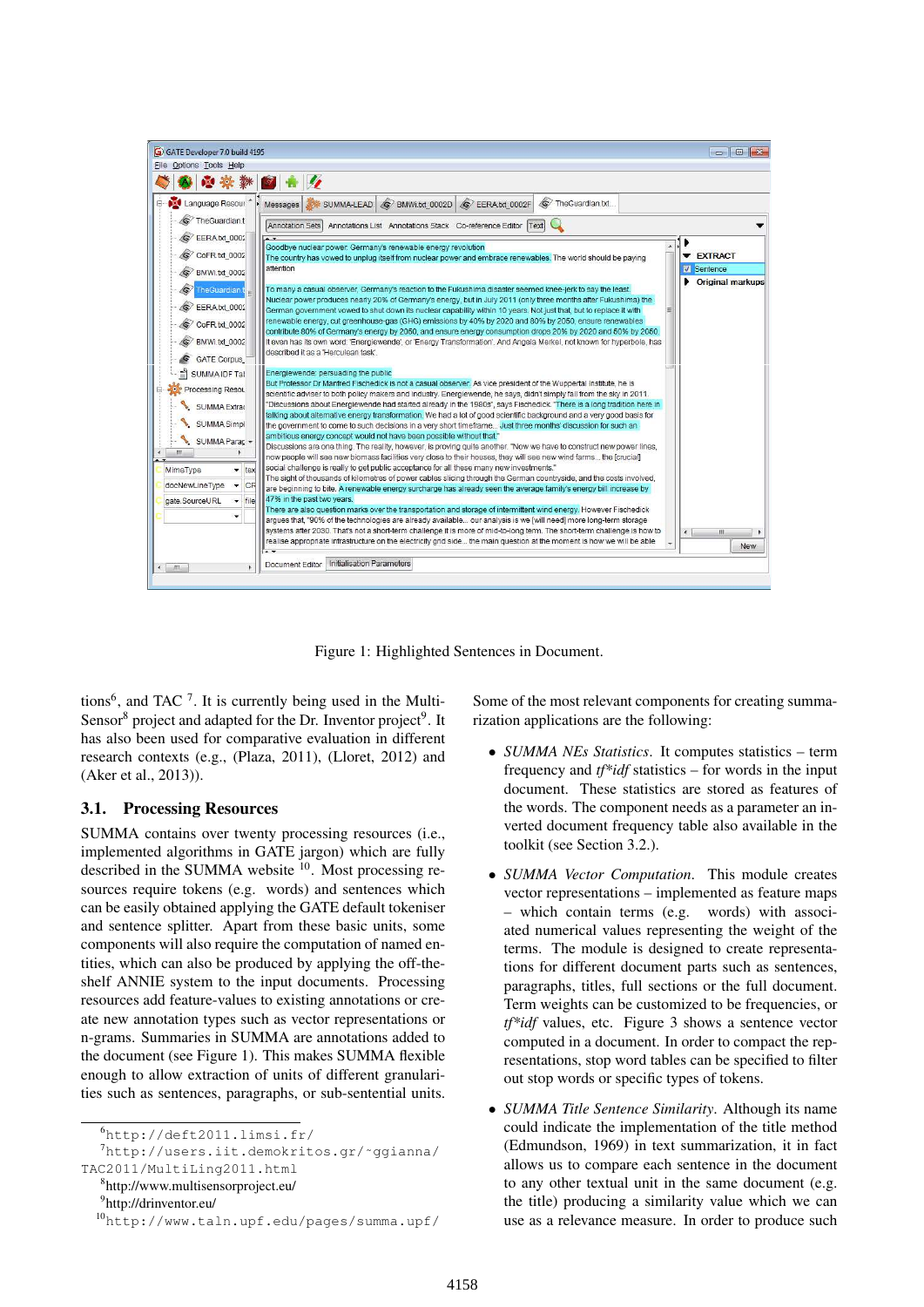Figure 1: Highlighted Sentences in Document.

tions[6], and TAC [7]. It is currently being used in the Multi-Sensor[8] project and adapted for the Dr. Inventor project[9]. It has also been used for comparative evaluation in different research contexts (e.g., (Plaza, 2011), (Lloret, 2012) and (Aker et al., 2013)).

## 3.1. Processing Resources

SUMMA contains over twenty processing resources (i.e., implemented algorithms in GATE jargon) which are fully described in the SUMMA website [10]. Most processing resources require tokens (e.g. words) and sentences which can be easily obtained applying the GATE default tokeniser and sentence splitter. Apart from these basic units, some components will also require the computation of named entities, which can also be produced by applying the off-the-shelf ANNIE system to the input documents. Processing resources add feature-values to existing annotations or create new annotation types such as vector representations or n-grams. Summaries in SUMMA are annotations added to the document (see Figure 1). This makes SUMMA flexible enough to allow extraction of units of different granularities such as sentences, paragraphs, or sub-sentential units.

Some of the most relevant components for creating summarization applications are the following:

- *SUMMA NEs Statistics*. It computes statistics – term frequency and *tf\*idf* statistics – for words in the input document. These statistics are stored as features of the words. The component needs as a parameter an inverted document frequency table also available in the toolkit (see Section 3.2.).

- *SUMMA Vector Computation*. This module creates vector representations – implemented as feature maps – which contain terms (e.g. words) with associated numerical values representing the weight of the terms. The module is designed to create representations for different document parts such as sentences, paragraphs, titles, full sections or the full document. Term weights can be customized to be frequencies, or *tf\*idf* values, etc. Figure 3 shows a sentence vector computed in a document. In order to compact the representations, stop word tables can be specified to filter out stop words or specific types of tokens.

- *SUMMA Title Sentence Similarity*. Although its name could indicate the implementation of the title method (Edmundson, 1969) in text summarization, it in fact allows us to compare each sentence in the document to any other textual unit in the same document (e.g. the title) producing a similarity value which we can use as a relevance measure. In order to produce such

---

[6] http://deft2011.limsi.fr/

[7] http://users.iit.demokritos.gr/~ggianna/TAC2011/MultiLing2011.html

[8] http://www.multisensorproject.eu/

[9] http://drinventor.eu/

[10] http://www.taln.upf.edu/pages/summa.upf/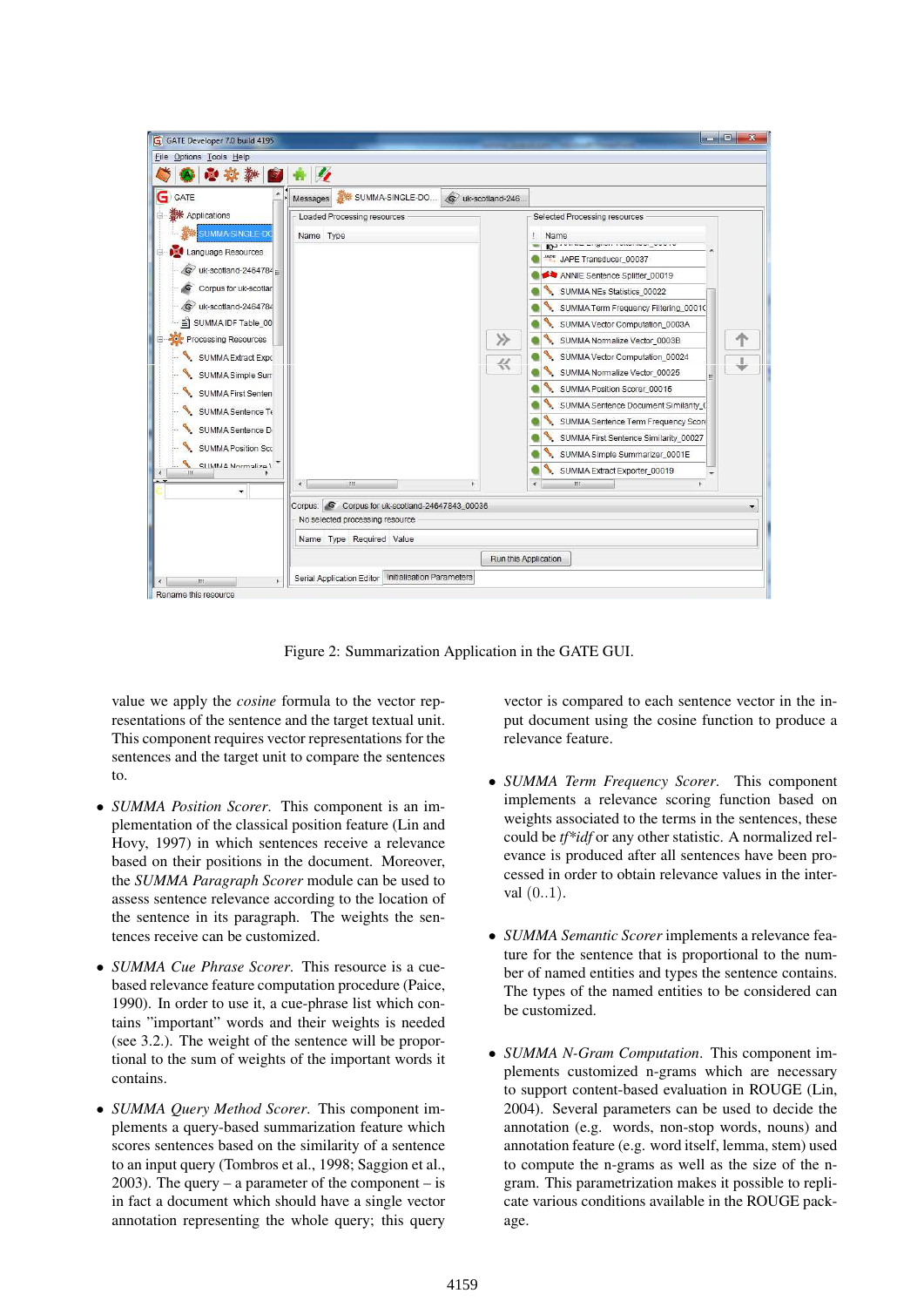Figure 2: Summarization Application in the GATE GUI.

value we apply the *cosine* formula to the vector representations of the sentence and the target textual unit. This component requires vector representations for the sentences and the target unit to compare the sentences to.

- *SUMMA Position Scorer*. This component is an implementation of the classical position feature (Lin and Hovy, 1997) in which sentences receive a relevance based on their positions in the document. Moreover, the *SUMMA Paragraph Scorer* module can be used to assess sentence relevance according to the location of the sentence in its paragraph. The weights the sentences receive can be customized.

- *SUMMA Cue Phrase Scorer*. This resource is a cue-based relevance feature computation procedure (Paice, 1990). In order to use it, a cue-phrase list which contains "important" words and their weights is needed (see 3.2.). The weight of the sentence will be proportional to the sum of weights of the important words it contains.

- *SUMMA Query Method Scorer*. This component implements a query-based summarization feature which scores sentences based on the similarity of a sentence to an input query (Tombros et al., 1998; Saggion et al., 2003). The query – a parameter of the component – is in fact a document which should have a single vector annotation representing the whole query; this query vector is compared to each sentence vector in the input document using the cosine function to produce a relevance feature.

- *SUMMA Term Frequency Scorer*. This component implements a relevance scoring function based on weights associated to the terms in the sentences, these could be *tf\*idf* or any other statistic. A normalized relevance is produced after all sentences have been processed in order to obtain relevance values in the interval $(0..1)$.

- *SUMMA Semantic Scorer* implements a relevance feature for the sentence that is proportional to the number of named entities and types the sentence contains. The types of the named entities to be considered can be customized.

- *SUMMA N-Gram Computation*. This component implements customized n-grams which are necessary to support content-based evaluation in ROUGE (Lin, 2004). Several parameters can be used to decide the annotation (e.g. words, non-stop words, nouns) and annotation feature (e.g. word itself, lemma, stem) used to compute the n-grams as well as the size of the n-gram. This parametrization makes it possible to replicate various conditions available in the ROUGE package.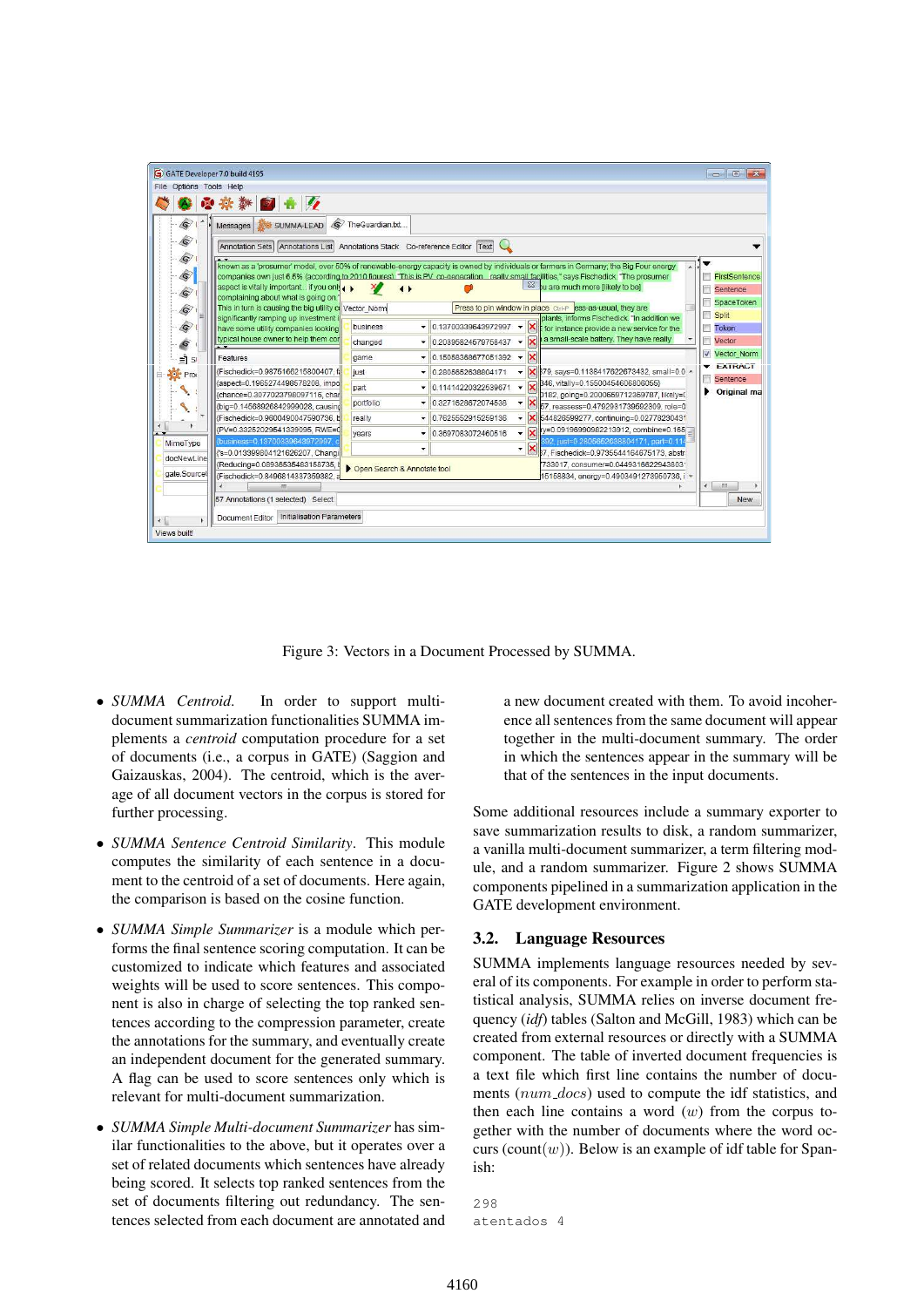Figure 3: Vectors in a Document Processed by SUMMA.

- *SUMMA Centroid*. In order to support multi-document summarization functionalities SUMMA implements a *centroid* computation procedure for a set of documents (i.e., a corpus in GATE) (Saggion and Gaizauskas, 2004). The centroid, which is the average of all document vectors in the corpus is stored for further processing.

- *SUMMA Sentence Centroid Similarity*. This module computes the similarity of each sentence in a document to the centroid of a set of documents. Here again, the comparison is based on the cosine function.

- *SUMMA Simple Summarizer* is a module which performs the final sentence scoring computation. It can be customized to indicate which features and associated weights will be used to score sentences. This component is also in charge of selecting the top ranked sentences according to the compression parameter, create the annotations for the summary, and eventually create an independent document for the generated summary. A flag can be used to score sentences only which is relevant for multi-document summarization.

- *SUMMA Simple Multi-document Summarizer* has similar functionalities to the above, but it operates over a set of related documents which sentences have already being scored. It selects top ranked sentences from the set of documents filtering out redundancy. The sentences selected from each document are annotated and a new document created with them. To avoid incoherence all sentences from the same document will appear together in the multi-document summary. The order in which the sentences appear in the summary will be that of the sentences in the input documents.

Some additional resources include a summary exporter to save summarization results to disk, a random summarizer, a vanilla multi-document summarizer, a term filtering module, and a random summarizer. Figure 2 shows SUMMA components pipelined in a summarization application in the GATE development environment.

## 3.2. Language Resources

SUMMA implements language resources needed by several of its components. For example in order to perform statistical analysis, SUMMA relies on inverse document frequency (*idf*) tables (Salton and McGill, 1983) which can be created from external resources or directly with a SUMMA component. The table of inverted document frequencies is a text file which first line contains the number of documents ($num\_docs$) used to compute the idf statistics, and then each line contains a word ($w$) from the corpus together with the number of documents where the word occurs (count($w$)). Below is an example of idf table for Spanish:

```
298
atentados 4
```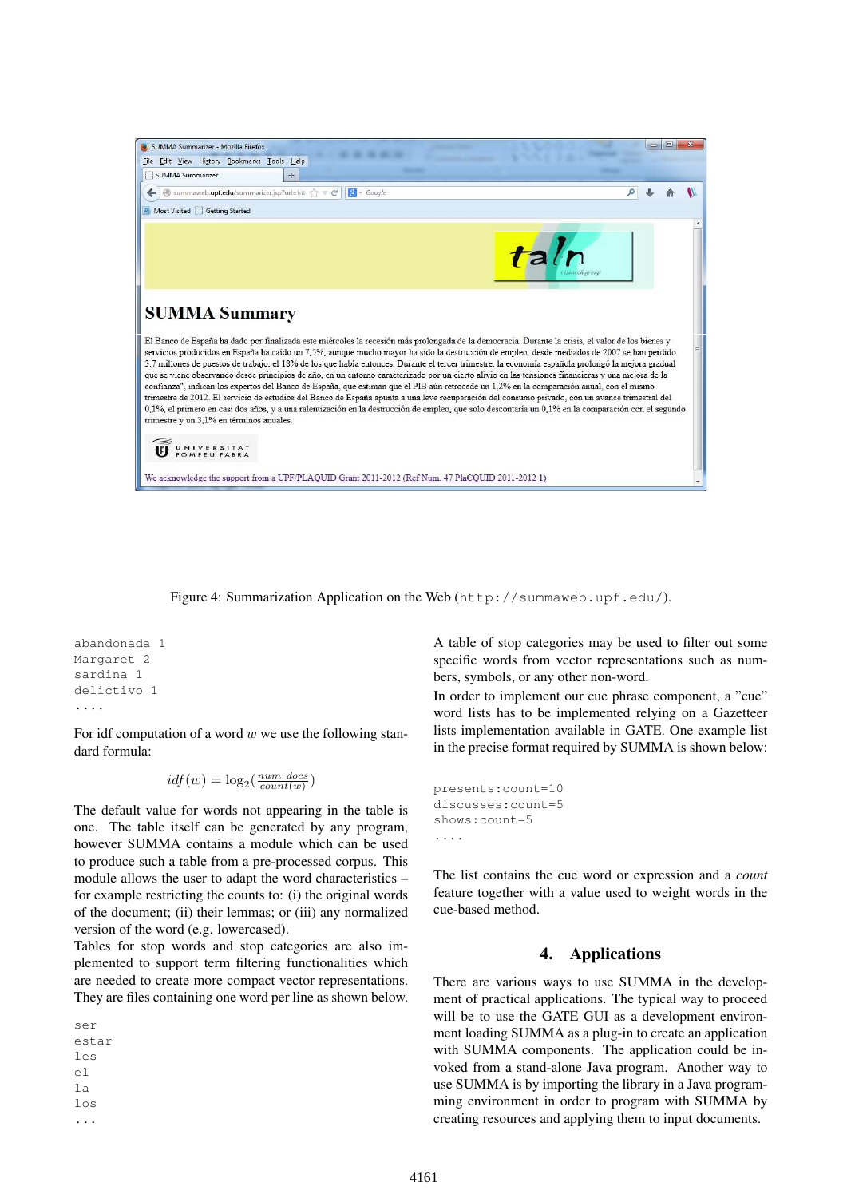Figure 4: Summarization Application on the Web (`http://summaweb.upf.edu/`).

```
abandonada 1
Margaret 2
sardina 1
delictivo 1
....
```

For idf computation of a word $w$ we use the following standard formula:

$$idf(w) = \log_2(\frac{num\_docs}{count(w)})$$

The default value for words not appearing in the table is one. The table itself can be generated by any program, however SUMMA contains a module which can be used to produce such a table from a pre-processed corpus. This module allows the user to adapt the word characteristics – for example restricting the counts to: (i) the original words of the document; (ii) their lemmas; or (iii) any normalized version of the word (e.g. lowercased).

Tables for stop words and stop categories are also implemented to support term filtering functionalities which are needed to create more compact vector representations. They are files containing one word per line as shown below.

```
ser
estar
les
el
la
los
...
```

A table of stop categories may be used to filter out some specific words from vector representations such as numbers, symbols, or any other non-word.

In order to implement our cue phrase component, a "cue" word lists has to be implemented relying on a Gazetteer lists implementation available in GATE. One example list in the precise format required by SUMMA is shown below:

```
presents:count=10
discusses:count=5
shows:count=5
....
```

The list contains the cue word or expression and a *count* feature together with a value used to weight words in the cue-based method.

## 4. Applications

There are various ways to use SUMMA in the development of practical applications. The typical way to proceed will be to use the GATE GUI as a development environment loading SUMMA as a plug-in to create an application with SUMMA components. The application could be invoked from a stand-alone Java program. Another way to use SUMMA is by importing the library in a Java programming environment in order to program with SUMMA by creating resources and applying them to input documents.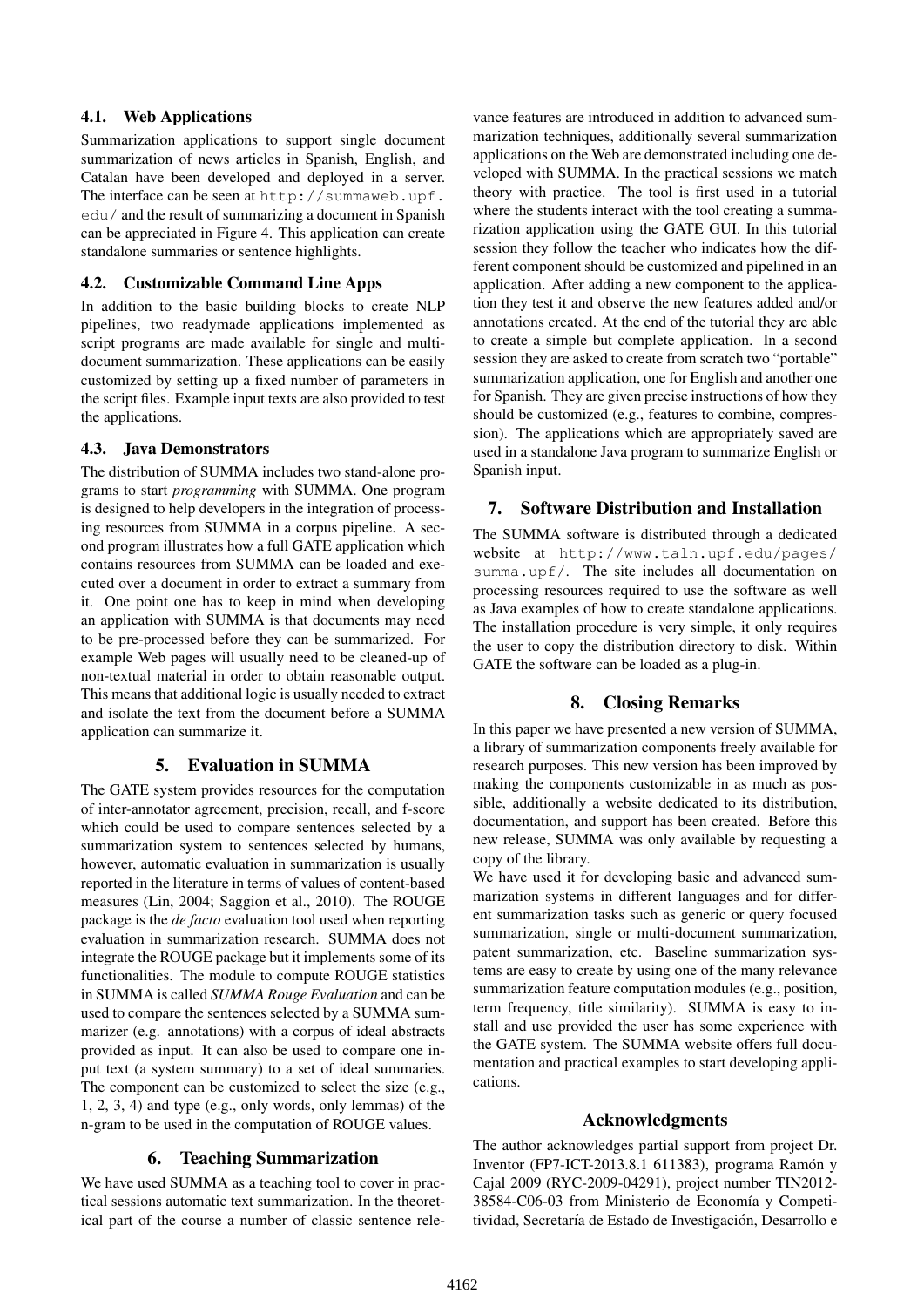### 4.1. Web Applications

Summarization applications to support single document summarization of news articles in Spanish, English, and Catalan have been developed and deployed in a server. The interface can be seen at http://summaweb.upf.edu/ and the result of summarizing a document in Spanish can be appreciated in Figure 4. This application can create standalone summaries or sentence highlights.

### 4.2. Customizable Command Line Apps

In addition to the basic building blocks to create NLP pipelines, two readymade applications implemented as script programs are made available for single and multi-document summarization. These applications can be easily customized by setting up a fixed number of parameters in the script files. Example input texts are also provided to test the applications.

### 4.3. Java Demonstrators

The distribution of SUMMA includes two stand-alone programs to start *programming* with SUMMA. One program is designed to help developers in the integration of processing resources from SUMMA in a corpus pipeline. A second program illustrates how a full GATE application which contains resources from SUMMA can be loaded and executed over a document in order to extract a summary from it. One point one has to keep in mind when developing an application with SUMMA is that documents may need to be pre-processed before they can be summarized. For example Web pages will usually need to be cleaned-up of non-textual material in order to obtain reasonable output. This means that additional logic is usually needed to extract and isolate the text from the document before a SUMMA application can summarize it.

## 5. Evaluation in SUMMA

The GATE system provides resources for the computation of inter-annotator agreement, precision, recall, and f-score which could be used to compare sentences selected by a summarization system to sentences selected by humans, however, automatic evaluation in summarization is usually reported in the literature in terms of values of content-based measures (Lin, 2004; Saggion et al., 2010). The ROUGE package is the *de facto* evaluation tool used when reporting evaluation in summarization research. SUMMA does not integrate the ROUGE package but it implements some of its functionalities. The module to compute ROUGE statistics in SUMMA is called *SUMMA Rouge Evaluation* and can be used to compare the sentences selected by a SUMMA summarizer (e.g. annotations) with a corpus of ideal abstracts provided as input. It can also be used to compare one input text (a system summary) to a set of ideal summaries. The component can be customized to select the size (e.g., 1, 2, 3, 4) and type (e.g., only words, only lemmas) of the n-gram to be used in the computation of ROUGE values.

## 6. Teaching Summarization

We have used SUMMA as a teaching tool to cover in practical sessions automatic text summarization. In the theoretical part of the course a number of classic sentence relevance features are introduced in addition to advanced summarization techniques, additionally several summarization applications on the Web are demonstrated including one developed with SUMMA. In the practical sessions we match theory with practice. The tool is first used in a tutorial where the students interact with the tool creating a summarization application using the GATE GUI. In this tutorial session they follow the teacher who indicates how the different component should be customized and pipelined in an application. After adding a new component to the application they test it and observe the new features added and/or annotations created. At the end of the tutorial they are able to create a simple but complete application. In a second session they are asked to create from scratch two "portable" summarization application, one for English and another one for Spanish. They are given precise instructions of how they should be customized (e.g., features to combine, compression). The applications which are appropriately saved are used in a standalone Java program to summarize English or Spanish input.

## 7. Software Distribution and Installation

The SUMMA software is distributed through a dedicated website at http://www.taln.upf.edu/pages/summa.upf/. The site includes all documentation on processing resources required to use the software as well as Java examples of how to create standalone applications. The installation procedure is very simple, it only requires the user to copy the distribution directory to disk. Within GATE the software can be loaded as a plug-in.

## 8. Closing Remarks

In this paper we have presented a new version of SUMMA, a library of summarization components freely available for research purposes. This new version has been improved by making the components customizable in as much as possible, additionally a website dedicated to its distribution, documentation, and support has been created. Before this new release, SUMMA was only available by requesting a copy of the library.

We have used it for developing basic and advanced summarization systems in different languages and for different summarization tasks such as generic or query focused summarization, single or multi-document summarization, patent summarization, etc. Baseline summarization systems are easy to create by using one of the many relevance summarization feature computation modules (e.g., position, term frequency, title similarity). SUMMA is easy to install and use provided the user has some experience with the GATE system. The SUMMA website offers full documentation and practical examples to start developing applications.

## Acknowledgments

The author acknowledges partial support from project Dr. Inventor (FP7-ICT-2013.8.1 611383), programa Ramón y Cajal 2009 (RYC-2009-04291), project number TIN2012-38584-C06-03 from Ministerio de Economía y Competitividad, Secretaría de Estado de Investigación, Desarrollo e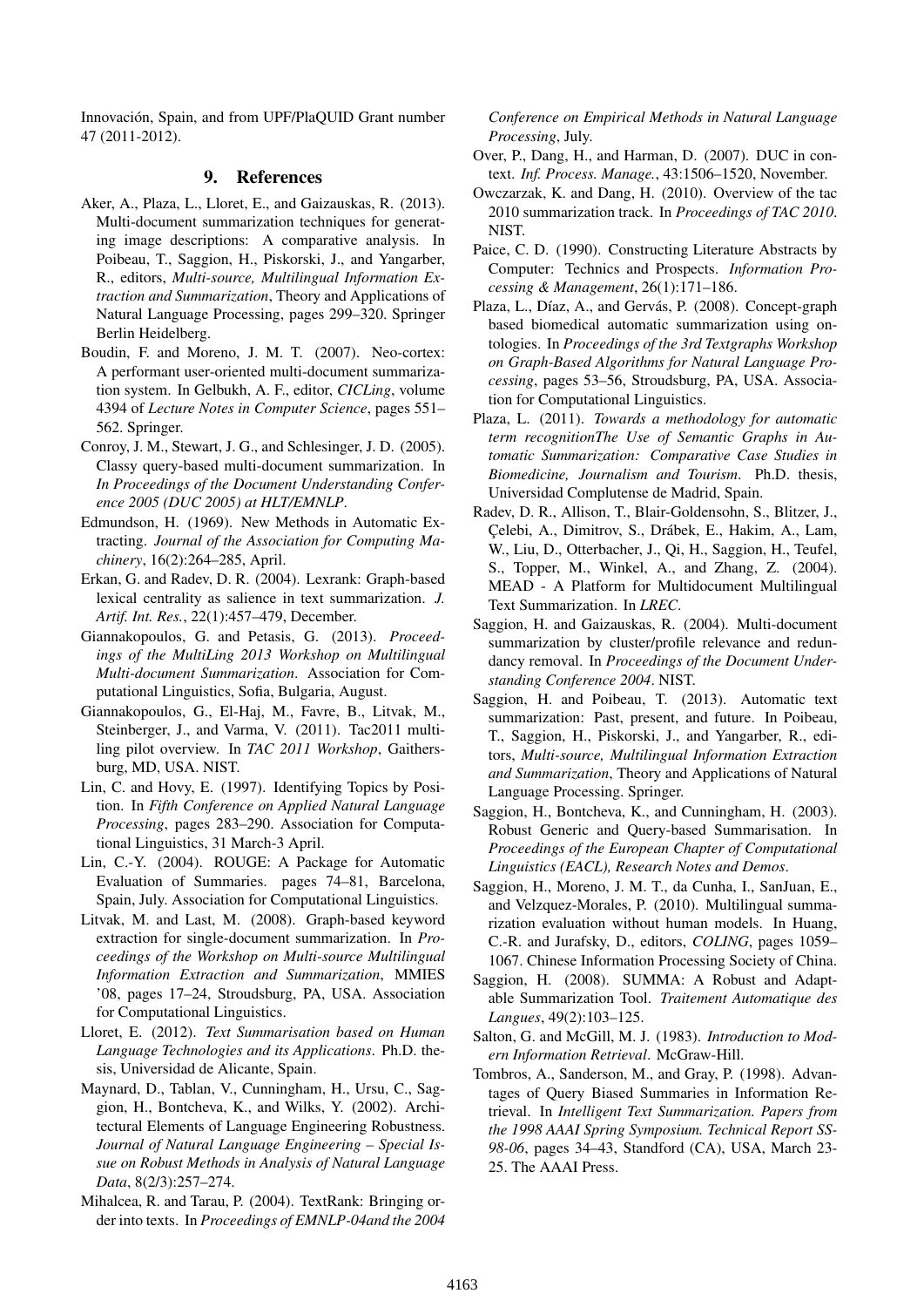Innovación, Spain, and from UPF/PlaQUID Grant number 47 (2011-2012).

## 9. References

Aker, A., Plaza, L., Lloret, E., and Gaizauskas, R. (2013). Multi-document summarization techniques for generating image descriptions: A comparative analysis. In Poibeau, T., Saggion, H., Piskorski, J., and Yangarber, R., editors, *Multi-source, Multilingual Information Extraction and Summarization*, Theory and Applications of Natural Language Processing, pages 299–320. Springer Berlin Heidelberg.

Boudin, F. and Moreno, J. M. T. (2007). Neo-cortex: A performant user-oriented multi-document summarization system. In Gelbukh, A. F., editor, *CICLing*, volume 4394 of *Lecture Notes in Computer Science*, pages 551–562. Springer.

Conroy, J. M., Stewart, J. G., and Schlesinger, J. D. (2005). Classy query-based multi-document summarization. In *In Proceedings of the Document Understanding Conference 2005 (DUC 2005) at HLT/EMNLP*.

Edmundson, H. (1969). New Methods in Automatic Extracting. *Journal of the Association for Computing Machinery*, 16(2):264–285, April.

Erkan, G. and Radev, D. R. (2004). Lexrank: Graph-based lexical centrality as salience in text summarization. *J. Artif. Int. Res.*, 22(1):457–479, December.

Giannakopoulos, G. and Petasis, G. (2013). *Proceedings of the MultiLing 2013 Workshop on Multilingual Multi-document Summarization*. Association for Computational Linguistics, Sofia, Bulgaria, August.

Giannakopoulos, G., El-Haj, M., Favre, B., Litvak, M., Steinberger, J., and Varma, V. (2011). Tac2011 multiling pilot overview. In *TAC 2011 Workshop*, Gaithersburg, MD, USA. NIST.

Lin, C. and Hovy, E. (1997). Identifying Topics by Position. In *Fifth Conference on Applied Natural Language Processing*, pages 283–290. Association for Computational Linguistics, 31 March-3 April.

Lin, C.-Y. (2004). ROUGE: A Package for Automatic Evaluation of Summaries. pages 74–81, Barcelona, Spain, July. Association for Computational Linguistics.

Litvak, M. and Last, M. (2008). Graph-based keyword extraction for single-document summarization. In *Proceedings of the Workshop on Multi-source Multilingual Information Extraction and Summarization*, MMIES '08, pages 17–24, Stroudsburg, PA, USA. Association for Computational Linguistics.

Lloret, E. (2012). *Text Summarisation based on Human Language Technologies and its Applications*. Ph.D. thesis, Universidad de Alicante, Spain.

Maynard, D., Tablan, V., Cunningham, H., Ursu, C., Saggion, H., Bontcheva, K., and Wilks, Y. (2002). Architectural Elements of Language Engineering Robustness. *Journal of Natural Language Engineering – Special Issue on Robust Methods in Analysis of Natural Language Data*, 8(2/3):257–274.

Mihalcea, R. and Tarau, P. (2004). TextRank: Bringing order into texts. In *Proceedings of EMNLP-04and the 2004 Conference on Empirical Methods in Natural Language Processing*, July.

Over, P., Dang, H., and Harman, D. (2007). DUC in context. *Inf. Process. Manage.*, 43:1506–1520, November.

Owczarzak, K. and Dang, H. (2010). Overview of the tac 2010 summarization track. In *Proceedings of TAC 2010*. NIST.

Paice, C. D. (1990). Constructing Literature Abstracts by Computer: Technics and Prospects. *Information Processing & Management*, 26(1):171–186.

Plaza, L., Díaz, A., and Gervás, P. (2008). Concept-graph based biomedical automatic summarization using ontologies. In *Proceedings of the 3rd Textgraphs Workshop on Graph-Based Algorithms for Natural Language Processing*, pages 53–56, Stroudsburg, PA, USA. Association for Computational Linguistics.

Plaza, L. (2011). *Towards a methodology for automatic term recognitionThe Use of Semantic Graphs in Automatic Summarization: Comparative Case Studies in Biomedicine, Journalism and Tourism*. Ph.D. thesis, Universidad Complutense de Madrid, Spain.

Radev, D. R., Allison, T., Blair-Goldensohn, S., Blitzer, J., Çelebi, A., Dimitrov, S., Drábek, E., Hakim, A., Lam, W., Liu, D., Otterbacher, J., Qi, H., Saggion, H., Teufel, S., Topper, M., Winkel, A., and Zhang, Z. (2004). MEAD - A Platform for Multidocument Multilingual Text Summarization. In *LREC*.

Saggion, H. and Gaizauskas, R. (2004). Multi-document summarization by cluster/profile relevance and redundancy removal. In *Proceedings of the Document Understanding Conference 2004*. NIST.

Saggion, H. and Poibeau, T. (2013). Automatic text summarization: Past, present, and future. In Poibeau, T., Saggion, H., Piskorski, J., and Yangarber, R., editors, *Multi-source, Multilingual Information Extraction and Summarization*, Theory and Applications of Natural Language Processing. Springer.

Saggion, H., Bontcheva, K., and Cunningham, H. (2003). Robust Generic and Query-based Summarisation. In *Proceedings of the European Chapter of Computational Linguistics (EACL), Research Notes and Demos*.

Saggion, H., Moreno, J. M. T., da Cunha, I., SanJuan, E., and Velzquez-Morales, P. (2010). Multilingual summarization evaluation without human models. In Huang, C.-R. and Jurafsky, D., editors, *COLING*, pages 1059–1067. Chinese Information Processing Society of China.

Saggion, H. (2008). SUMMA: A Robust and Adaptable Summarization Tool. *Traitement Automatique des Langues*, 49(2):103–125.

Salton, G. and McGill, M. J. (1983). *Introduction to Modern Information Retrieval*. McGraw-Hill.

Tombros, A., Sanderson, M., and Gray, P. (1998). Advantages of Query Biased Summaries in Information Retrieval. In *Intelligent Text Summarization. Papers from the 1998 AAAI Spring Symposium. Technical Report SS-98-06*, pages 34–43, Standford (CA), USA, March 23-25. The AAAI Press.